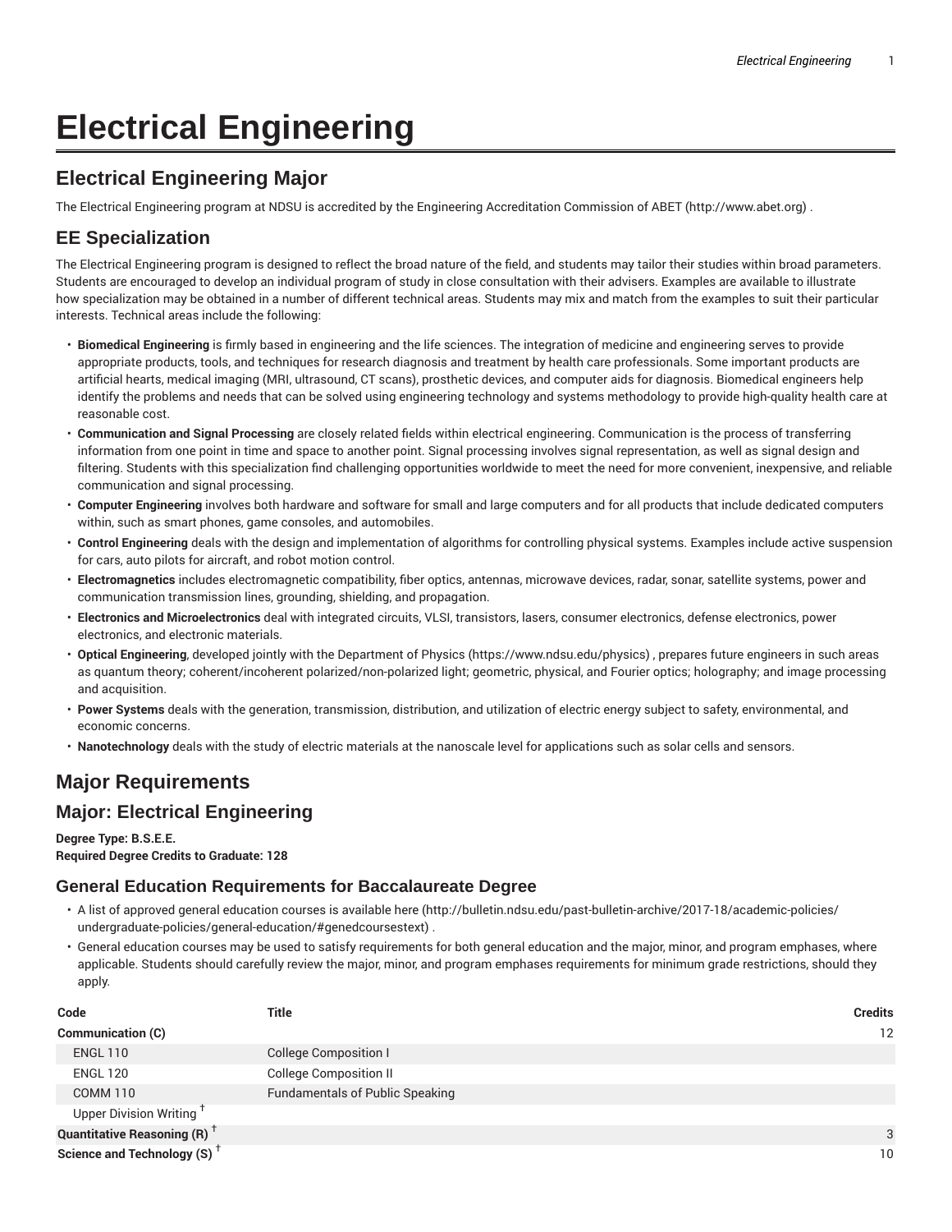# Electrical Engineering

## Electrical Engineering Major

The Electrical Engineering program at NDSU is accredited by the Engineering Accreditation Commission of ABET (http://www.abet.org) .

## EE Specialization

The Electrical Engineering program is designed to reflect the broad nature of the field, and students may tailor their studies within broad parameters. Students are encouraged to develop an individual program of study in close consultation with their advisers. Examples are available to illustrate how specialization may be obtained in a number of different technical areas. Students may mix and match from the examples to suit their particular interests. Technical areas include the following:

- **Biomedical Engineering** is firmly based in engineering and the life sciences. The integration of medicine and engineering serves to provide appropriate products, tools, and techniques for research diagnosis and treatment by health care professionals. Some important products are artificial hearts, medical imaging (MRI, ultrasound, CT scans), prosthetic devices, and computer aids for diagnosis. Biomedical engineers help identify the problems and needs that can be solved using engineering technology and systems methodology to provide high-quality health care at reasonable cost.
- **Communication and Signal Processing** are closely related fields within electrical engineering. Communication is the process of transferring information from one point in time and space to another point. Signal processing involves signal representation, as well as signal design and filtering. Students with this specialization find challenging opportunities worldwide to meet the need for more convenient, inexpensive, and reliable communication and signal processing.
- **Computer Engineering** involves both hardware and software for small and large computers and for all products that include dedicated computers within, such as smart phones, game consoles, and automobiles.
- **Control Engineering** deals with the design and implementation of algorithms for controlling physical systems. Examples include active suspension for cars, auto pilots for aircraft, and robot motion control.
- **Electromagnetics** includes electromagnetic compatibility, fiber optics, antennas, microwave devices, radar, sonar, satellite systems, power and communication transmission lines, grounding, shielding, and propagation.
- **Electronics and Microelectronics** deal with integrated circuits, VLSI, transistors, lasers, consumer electronics, defense electronics, power electronics, and electronic materials.
- **Optical Engineering**, developed jointly with the Department of Physics (https://www.ndsu.edu/physics) , prepares future engineers in such areas as quantum theory; coherent/incoherent polarized/non-polarized light; geometric, physical, and Fourier optics; holography; and image processing and acquisition.
- **Power Systems** deals with the generation, transmission, distribution, and utilization of electric energy subject to safety, environmental, and economic concerns.
- **Nanotechnology** deals with the study of electric materials at the nanoscale level for applications such as solar cells and sensors.

## Major Requirements

## Major: Electrical Engineering

**Degree Type: B.S.E.E.**
**Required Degree Credits to Graduate: 128**

### General Education Requirements for Baccalaureate Degree

- A list of approved general education courses is available here (http://bulletin.ndsu.edu/past-bulletin-archive/2017-18/academic-policies/undergraduate-policies/general-education/#genedcoursestext) .
- General education courses may be used to satisfy requirements for both general education and the major, minor, and program emphases, where applicable. Students should carefully review the major, minor, and program emphases requirements for minimum grade restrictions, should they apply.

| Code | Title | Credits |
|---|---|---|
| **Communication (C)** | | 12 |
| ENGL 110 | College Composition I | |
| ENGL 120 | College Composition II | |
| COMM 110 | Fundamentals of Public Speaking | |
| Upper Division Writing † | | |
| **Quantitative Reasoning (R) †** | | 3 |
| **Science and Technology (S) †** | | 10 |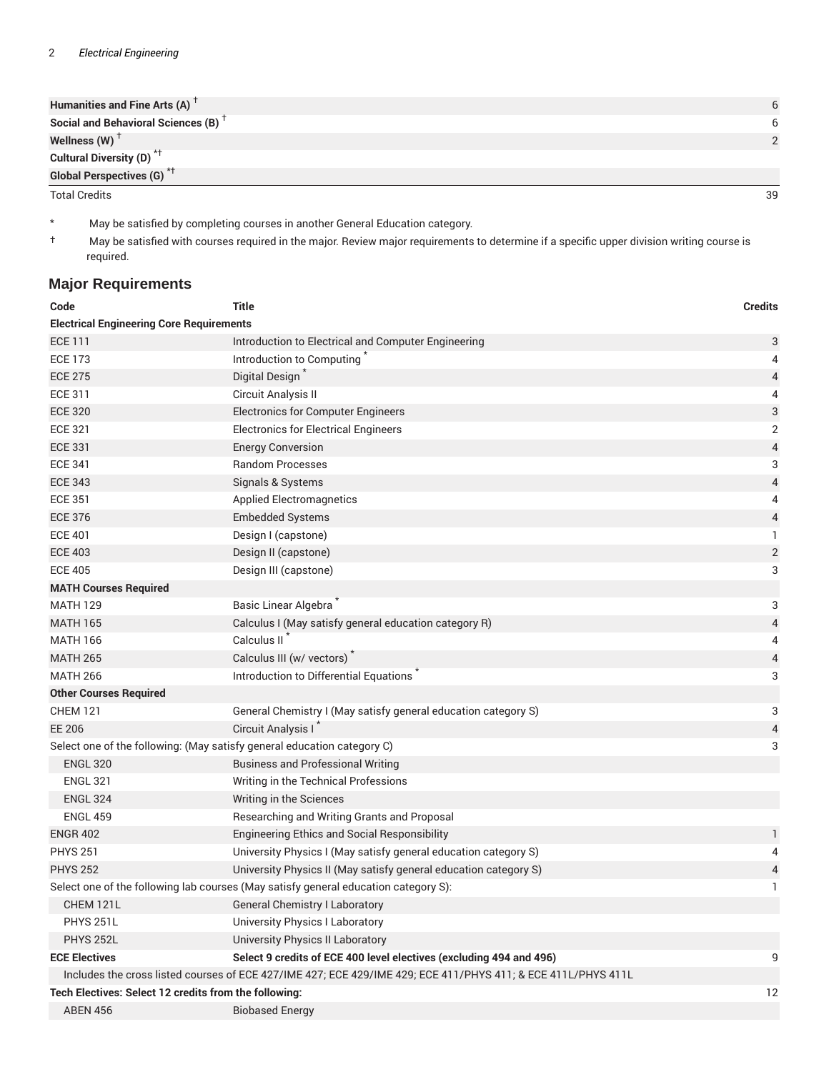| | |
|---|---|
| **Humanities and Fine Arts (A)** † | 6 |
| **Social and Behavioral Sciences (B)** † | 6 |
| **Wellness (W)** † | 2 |
| **Cultural Diversity (D)** *† | |
| **Global Perspectives (G)** *† | |
| Total Credits | 39 |

\* May be satisfied by completing courses in another General Education category.

† May be satisfied with courses required in the major. Review major requirements to determine if a specific upper division writing course is required.

## Major Requirements

| Code | Title | Credits |
|---|---|---|
| **Electrical Engineering Core Requirements** | | |
| ECE 111 | Introduction to Electrical and Computer Engineering | 3 |
| ECE 173 | Introduction to Computing * | 4 |
| ECE 275 | Digital Design * | 4 |
| ECE 311 | Circuit Analysis II | 4 |
| ECE 320 | Electronics for Computer Engineers | 3 |
| ECE 321 | Electronics for Electrical Engineers | 2 |
| ECE 331 | Energy Conversion | 4 |
| ECE 341 | Random Processes | 3 |
| ECE 343 | Signals & Systems | 4 |
| ECE 351 | Applied Electromagnetics | 4 |
| ECE 376 | Embedded Systems | 4 |
| ECE 401 | Design I (capstone) | 1 |
| ECE 403 | Design II (capstone) | 2 |
| ECE 405 | Design III (capstone) | 3 |
| **MATH Courses Required** | | |
| MATH 129 | Basic Linear Algebra * | 3 |
| MATH 165 | Calculus I (May satisfy general education category R) | 4 |
| MATH 166 | Calculus II * | 4 |
| MATH 265 | Calculus III (w/ vectors) * | 4 |
| MATH 266 | Introduction to Differential Equations * | 3 |
| **Other Courses Required** | | |
| CHEM 121 | General Chemistry I (May satisfy general education category S) | 3 |
| EE 206 | Circuit Analysis I * | 4 |
| Select one of the following: (May satisfy general education category C) | | 3 |
| ENGL 320 | Business and Professional Writing | |
| ENGL 321 | Writing in the Technical Professions | |
| ENGL 324 | Writing in the Sciences | |
| ENGL 459 | Researching and Writing Grants and Proposal | |
| ENGR 402 | Engineering Ethics and Social Responsibility | 1 |
| PHYS 251 | University Physics I (May satisfy general education category S) | 4 |
| PHYS 252 | University Physics II (May satisfy general education category S) | 4 |
| Select one of the following lab courses (May satisfy general education category S): | | 1 |
| CHEM 121L | General Chemistry I Laboratory | |
| PHYS 251L | University Physics I Laboratory | |
| PHYS 252L | University Physics II Laboratory | |
| **ECE Electives** | **Select 9 credits of ECE 400 level electives (excluding 494 and 496)** | 9 |
| Includes the cross listed courses of ECE 427/IME 427; ECE 429/IME 429; ECE 411/PHYS 411; & ECE 411L/PHYS 411L | | |
| **Tech Electives: Select 12 credits from the following:** | | 12 |
| ABEN 456 | Biobased Energy | |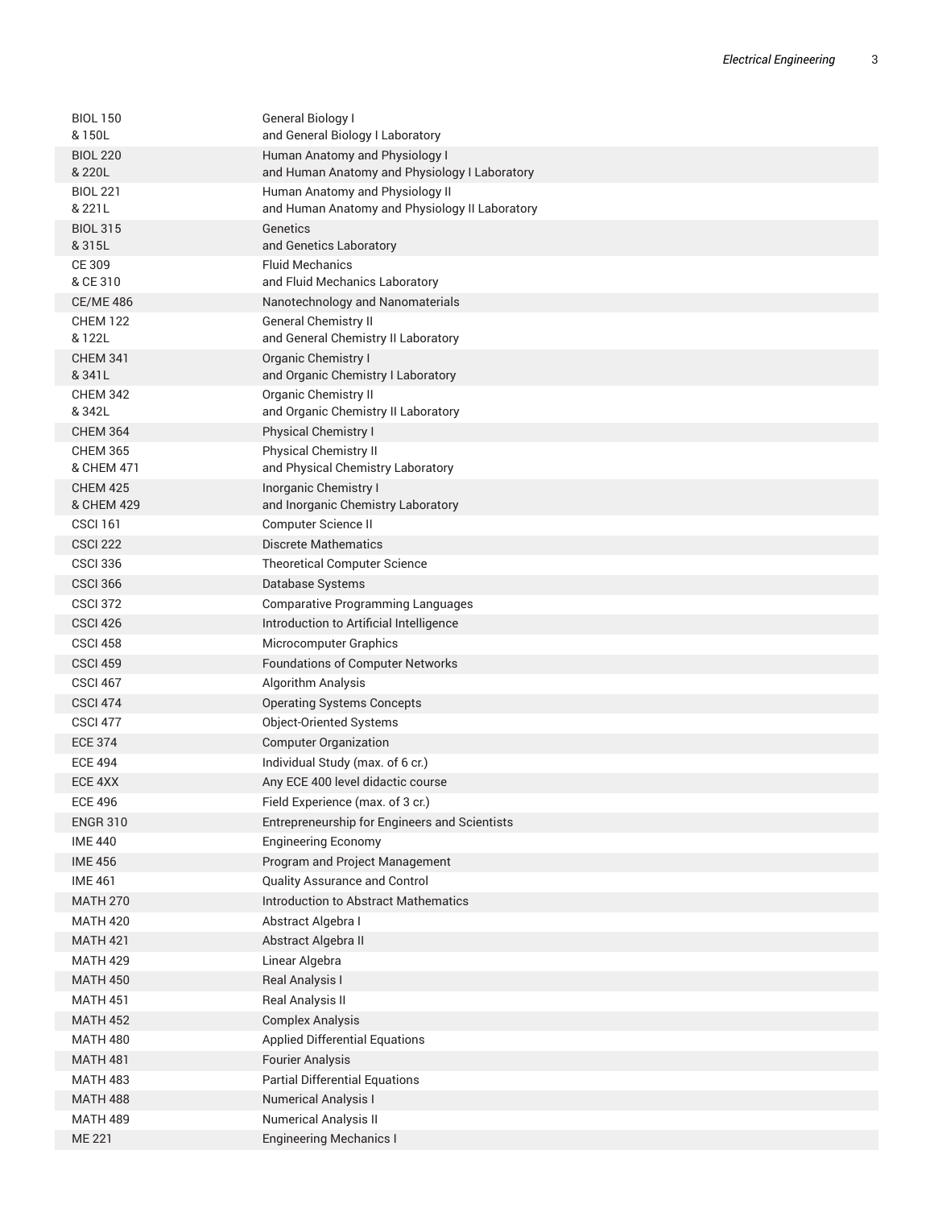| | |
|---|---|
| BIOL 150<br>& 150L | General Biology I<br>and General Biology I Laboratory |
| BIOL 220<br>& 220L | Human Anatomy and Physiology I<br>and Human Anatomy and Physiology I Laboratory |
| BIOL 221<br>& 221L | Human Anatomy and Physiology II<br>and Human Anatomy and Physiology II Laboratory |
| BIOL 315<br>& 315L | Genetics<br>and Genetics Laboratory |
| CE 309<br>& CE 310 | Fluid Mechanics<br>and Fluid Mechanics Laboratory |
| CE/ME 486 | Nanotechnology and Nanomaterials |
| CHEM 122<br>& 122L | General Chemistry II<br>and General Chemistry II Laboratory |
| CHEM 341<br>& 341L | Organic Chemistry I<br>and Organic Chemistry I Laboratory |
| CHEM 342<br>& 342L | Organic Chemistry II<br>and Organic Chemistry II Laboratory |
| CHEM 364 | Physical Chemistry I |
| CHEM 365<br>& CHEM 471 | Physical Chemistry II<br>and Physical Chemistry Laboratory |
| CHEM 425<br>& CHEM 429 | Inorganic Chemistry I<br>and Inorganic Chemistry Laboratory |
| CSCI 161 | Computer Science II |
| CSCI 222 | Discrete Mathematics |
| CSCI 336 | Theoretical Computer Science |
| CSCI 366 | Database Systems |
| CSCI 372 | Comparative Programming Languages |
| CSCI 426 | Introduction to Artificial Intelligence |
| CSCI 458 | Microcomputer Graphics |
| CSCI 459 | Foundations of Computer Networks |
| CSCI 467 | Algorithm Analysis |
| CSCI 474 | Operating Systems Concepts |
| CSCI 477 | Object-Oriented Systems |
| ECE 374 | Computer Organization |
| ECE 494 | Individual Study (max. of 6 cr.) |
| ECE 4XX | Any ECE 400 level didactic course |
| ECE 496 | Field Experience (max. of 3 cr.) |
| ENGR 310 | Entrepreneurship for Engineers and Scientists |
| IME 440 | Engineering Economy |
| IME 456 | Program and Project Management |
| IME 461 | Quality Assurance and Control |
| MATH 270 | Introduction to Abstract Mathematics |
| MATH 420 | Abstract Algebra I |
| MATH 421 | Abstract Algebra II |
| MATH 429 | Linear Algebra |
| MATH 450 | Real Analysis I |
| MATH 451 | Real Analysis II |
| MATH 452 | Complex Analysis |
| MATH 480 | Applied Differential Equations |
| MATH 481 | Fourier Analysis |
| MATH 483 | Partial Differential Equations |
| MATH 488 | Numerical Analysis I |
| MATH 489 | Numerical Analysis II |
| ME 221 | Engineering Mechanics I |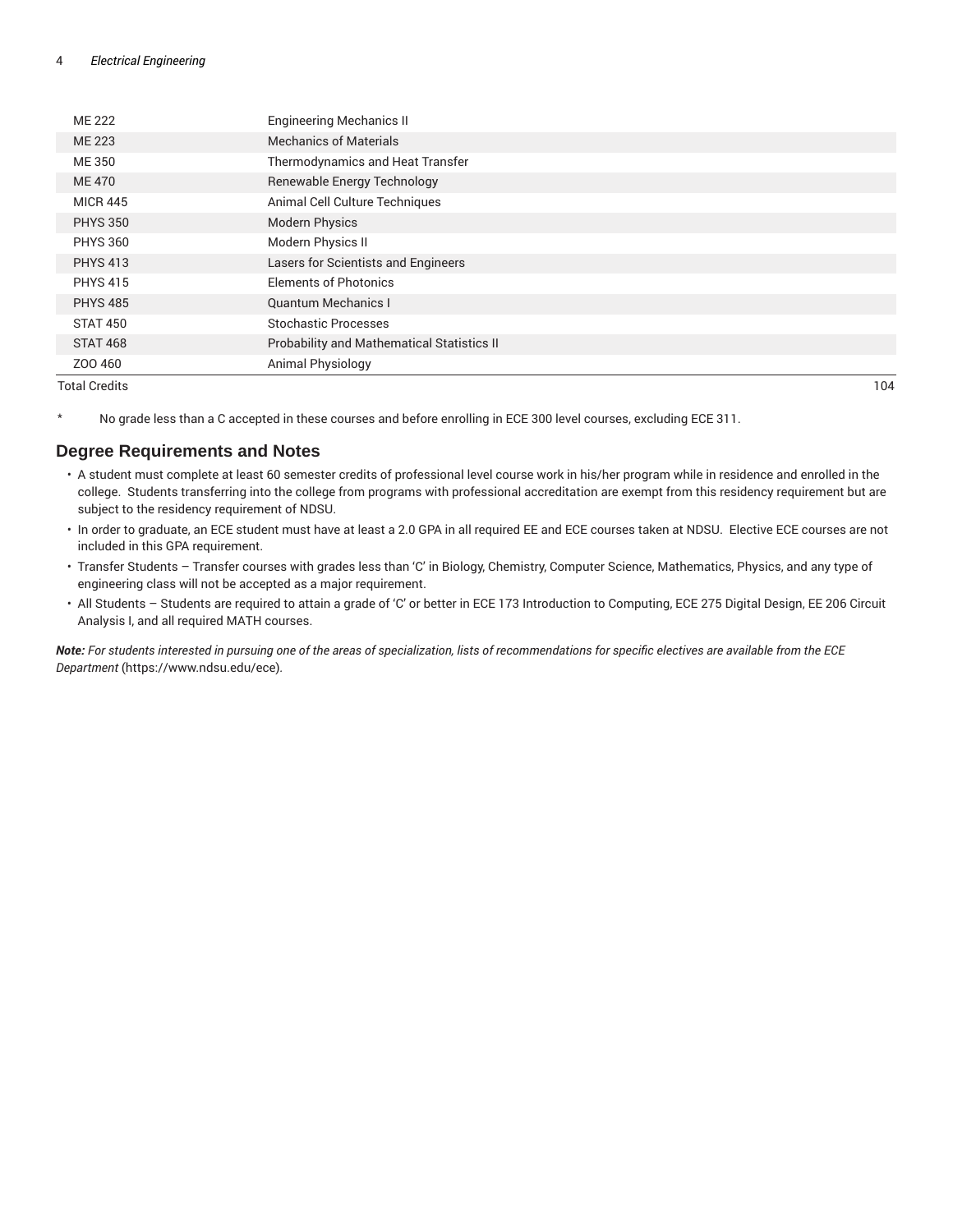| | | |
|---|---|---|
| ME 222 | Engineering Mechanics II | |
| ME 223 | Mechanics of Materials | |
| ME 350 | Thermodynamics and Heat Transfer | |
| ME 470 | Renewable Energy Technology | |
| MICR 445 | Animal Cell Culture Techniques | |
| PHYS 350 | Modern Physics | |
| PHYS 360 | Modern Physics II | |
| PHYS 413 | Lasers for Scientists and Engineers | |
| PHYS 415 | Elements of Photonics | |
| PHYS 485 | Quantum Mechanics I | |
| STAT 450 | Stochastic Processes | |
| STAT 468 | Probability and Mathematical Statistics II | |
| ZOO 460 | Animal Physiology | |
| Total Credits | | 104 |

\* No grade less than a C accepted in these courses and before enrolling in ECE 300 level courses, excluding ECE 311.

## Degree Requirements and Notes

- A student must complete at least 60 semester credits of professional level course work in his/her program while in residence and enrolled in the college. Students transferring into the college from programs with professional accreditation are exempt from this residency requirement but are subject to the residency requirement of NDSU.
- In order to graduate, an ECE student must have at least a 2.0 GPA in all required EE and ECE courses taken at NDSU. Elective ECE courses are not included in this GPA requirement.
- Transfer Students – Transfer courses with grades less than 'C' in Biology, Chemistry, Computer Science, Mathematics, Physics, and any type of engineering class will not be accepted as a major requirement.
- All Students – Students are required to attain a grade of 'C' or better in ECE 173 Introduction to Computing, ECE 275 Digital Design, EE 206 Circuit Analysis I, and all required MATH courses.

***Note:*** *For students interested in pursuing one of the areas of specialization, lists of recommendations for specific electives are available from the ECE Department* (https://www.ndsu.edu/ece)*.*